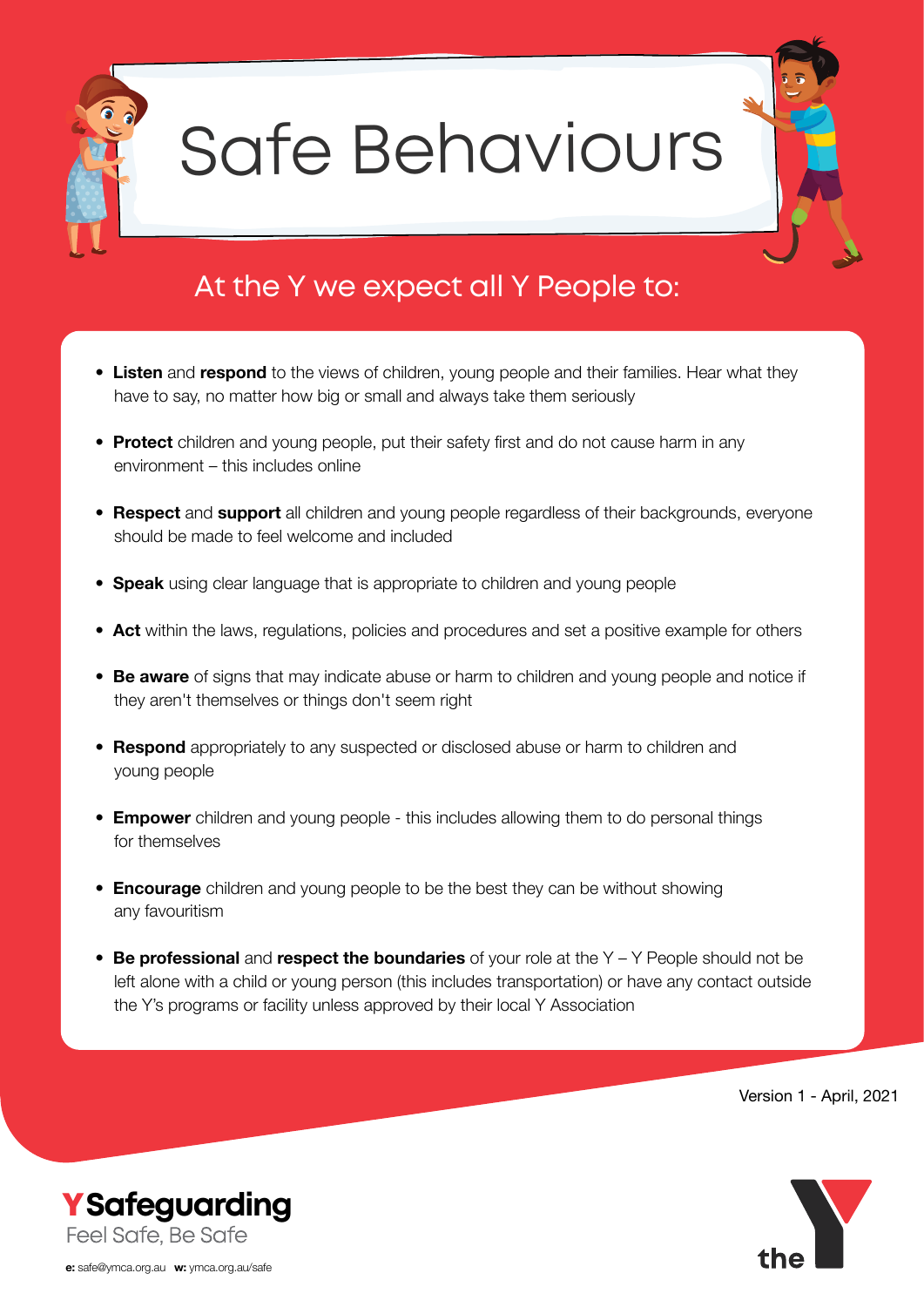# Safe Behaviours

## At the Y we expect all Y People to:

- **Listen** and **respond** to the views of children, young people and their families. Hear what they have to say, no matter how big or small and always take them seriously
- **Protect** children and young people, put their safety first and do not cause harm in any environment – this includes online
- **Respect** and **support** all children and young people regardless of their backgrounds, everyone should be made to feel welcome and included
- **Speak** using clear language that is appropriate to children and young people
- **Act** within the laws, regulations, policies and procedures and set a positive example for others
- **Be aware** of signs that may indicate abuse or harm to children and young people and notice if they aren't themselves or things don't seem right
- **Respond** appropriately to any suspected or disclosed abuse or harm to children and young people
- **Empower** children and young people - this includes allowing them to do personal things for themselves
- **Encourage** children and young people to be the best they can be without showing any favouritism
- **Be professional** and **respect the boundaries** of your role at the Y – Y People should not be left alone with a child or young person (this includes transportation) or have any contact outside the Y's programs or facility unless approved by their local Y Association

Version 1 - April, 2021

**Y Safeguarding**
Feel Safe, Be Safe

**e:** safe@ymca.org.au **w:** ymca.org.au/safe

the Y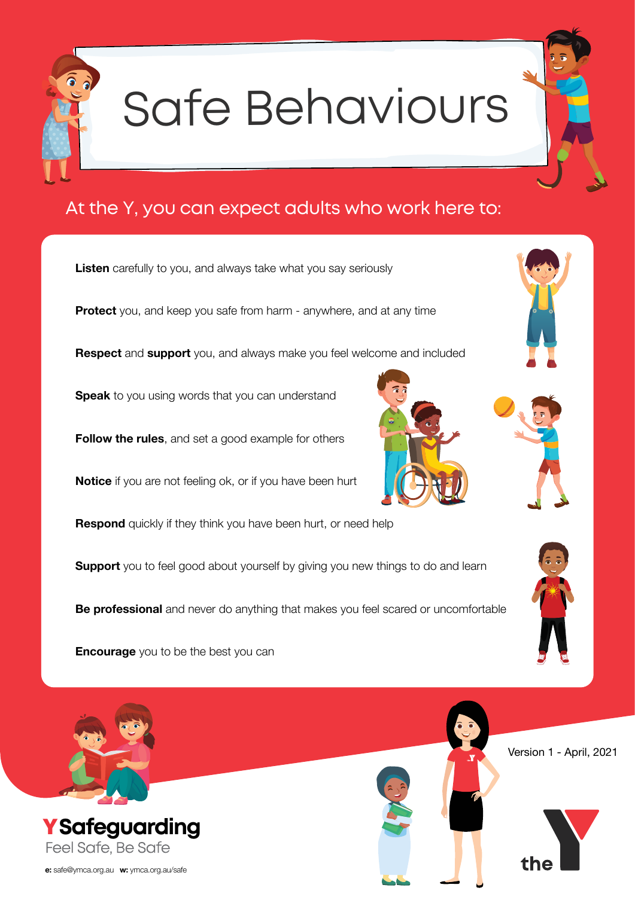# Safe Behaviours

At the Y, you can expect adults who work here to:

**Listen** carefully to you, and always take what you say seriously

**Protect** you, and keep you safe from harm - anywhere, and at any time

**Respect** and **support** you, and always make you feel welcome and included

**Speak** to you using words that you can understand

**Follow the rules**, and set a good example for others

**Notice** if you are not feeling ok, or if you have been hurt

**Respond** quickly if they think you have been hurt, or need help

**Support** you to feel good about yourself by giving you new things to do and learn

**Be professional** and never do anything that makes you feel scared or uncomfortable

**Encourage** you to be the best you can

Version 1 - April, 2021

**Y Safeguarding**

Feel Safe, Be Safe

**e:** safe@ymca.org.au **w:** ymca.org.au/safe

the Y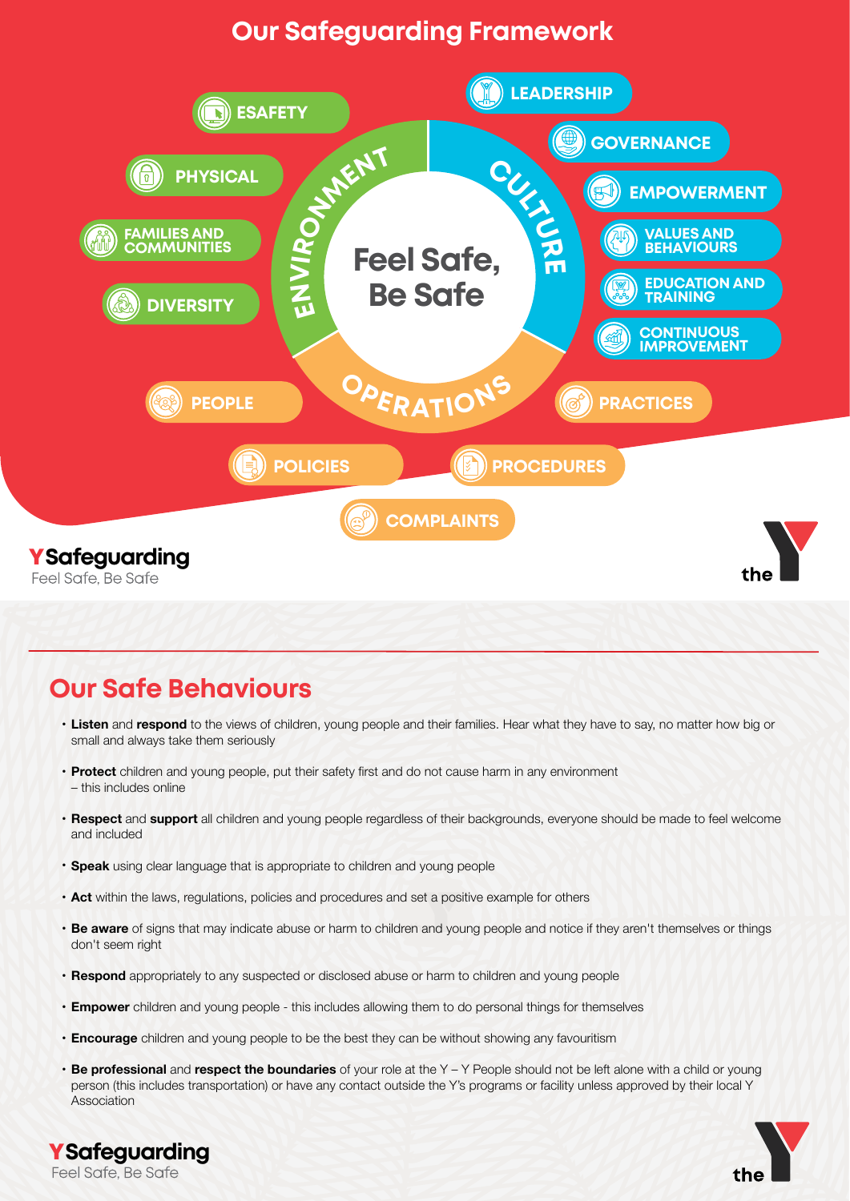# Our Safeguarding Framework

Feel Safe, Be Safe

ENVIRONMENT

- ESAFETY
- PHYSICAL
- FAMILIES AND COMMUNITIES
- DIVERSITY

CULTURE

- LEADERSHIP
- GOVERNANCE
- EMPOWERMENT
- VALUES AND BEHAVIOURS
- EDUCATION AND TRAINING
- CONTINUOUS IMPROVEMENT

OPERATIONS

- PEOPLE
- PRACTICES
- POLICIES
- PROCEDURES
- COMPLAINTS

Y Safeguarding
Feel Safe, Be Safe

the Y

## Our Safe Behaviours

- **Listen** and **respond** to the views of children, young people and their families. Hear what they have to say, no matter how big or small and always take them seriously
- **Protect** children and young people, put their safety first and do not cause harm in any environment – this includes online
- **Respect** and **support** all children and young people regardless of their backgrounds, everyone should be made to feel welcome and included
- **Speak** using clear language that is appropriate to children and young people
- **Act** within the laws, regulations, policies and procedures and set a positive example for others
- **Be aware** of signs that may indicate abuse or harm to children and young people and notice if they aren't themselves or things don't seem right
- **Respond** appropriately to any suspected or disclosed abuse or harm to children and young people
- **Empower** children and young people - this includes allowing them to do personal things for themselves
- **Encourage** children and young people to be the best they can be without showing any favouritism
- **Be professional** and **respect the boundaries** of your role at the Y – Y People should not be left alone with a child or young person (this includes transportation) or have any contact outside the Y's programs or facility unless approved by their local Y Association

Y Safeguarding
Feel Safe, Be Safe

the Y